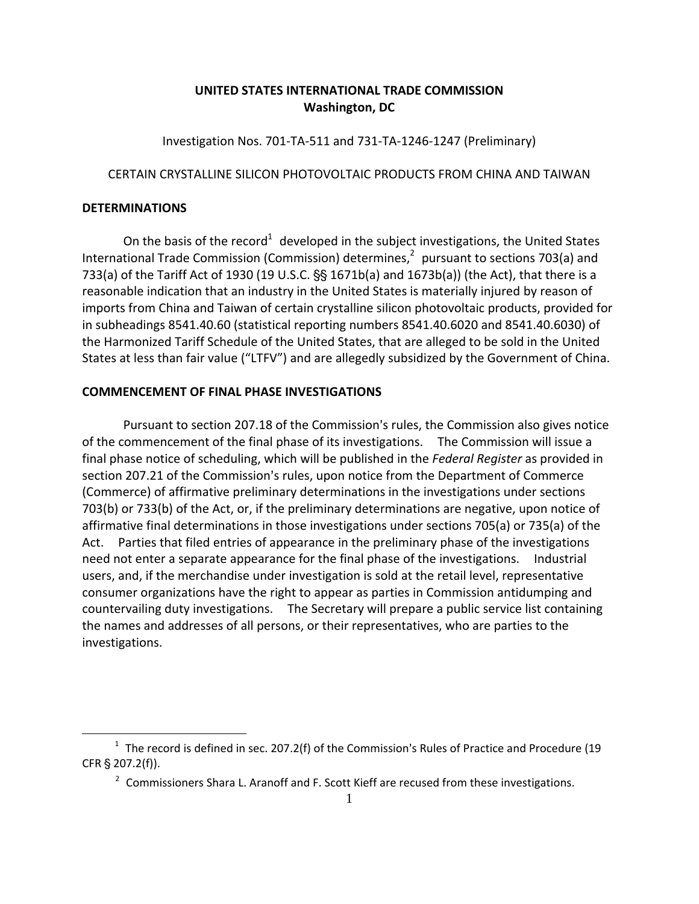**UNITED STATES INTERNATIONAL TRADE COMMISSION**
**Washington, DC**

Investigation Nos. 701-TA-511 and 731-TA-1246-1247 (Preliminary)

CERTAIN CRYSTALLINE SILICON PHOTOVOLTAIC PRODUCTS FROM CHINA AND TAIWAN

## DETERMINATIONS

On the basis of the record[1] developed in the subject investigations, the United States International Trade Commission (Commission) determines,[2] pursuant to sections 703(a) and 733(a) of the Tariff Act of 1930 (19 U.S.C. §§ 1671b(a) and 1673b(a)) (the Act), that there is a reasonable indication that an industry in the United States is materially injured by reason of imports from China and Taiwan of certain crystalline silicon photovoltaic products, provided for in subheadings 8541.40.60 (statistical reporting numbers 8541.40.6020 and 8541.40.6030) of the Harmonized Tariff Schedule of the United States, that are alleged to be sold in the United States at less than fair value ("LTFV") and are allegedly subsidized by the Government of China.

## COMMENCEMENT OF FINAL PHASE INVESTIGATIONS

Pursuant to section 207.18 of the Commission's rules, the Commission also gives notice of the commencement of the final phase of its investigations. The Commission will issue a final phase notice of scheduling, which will be published in the *Federal Register* as provided in section 207.21 of the Commission's rules, upon notice from the Department of Commerce (Commerce) of affirmative preliminary determinations in the investigations under sections 703(b) or 733(b) of the Act, or, if the preliminary determinations are negative, upon notice of affirmative final determinations in those investigations under sections 705(a) or 735(a) of the Act. Parties that filed entries of appearance in the preliminary phase of the investigations need not enter a separate appearance for the final phase of the investigations. Industrial users, and, if the merchandise under investigation is sold at the retail level, representative consumer organizations have the right to appear as parties in Commission antidumping and countervailing duty investigations. The Secretary will prepare a public service list containing the names and addresses of all persons, or their representatives, who are parties to the investigations.

---

[1] The record is defined in sec. 207.2(f) of the Commission's Rules of Practice and Procedure (19 CFR § 207.2(f)).

[2] Commissioners Shara L. Aranoff and F. Scott Kieff are recused from these investigations.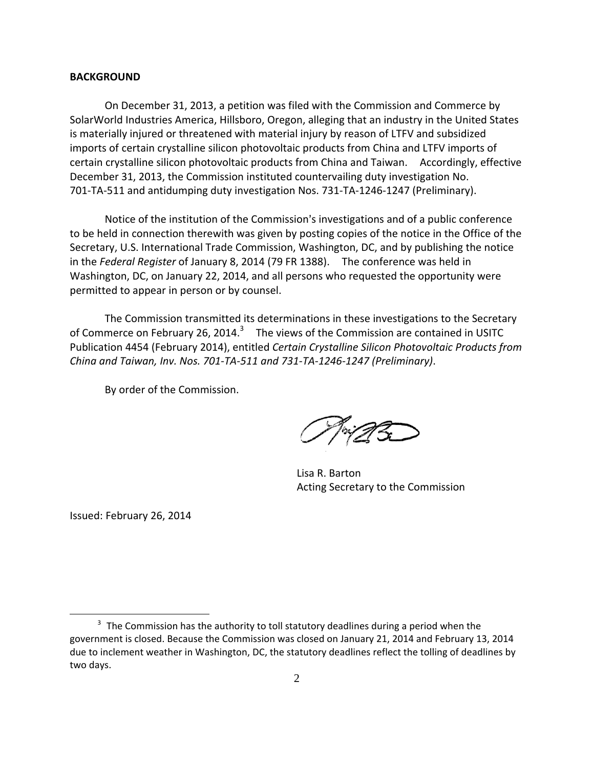**BACKGROUND**

On December 31, 2013, a petition was filed with the Commission and Commerce by SolarWorld Industries America, Hillsboro, Oregon, alleging that an industry in the United States is materially injured or threatened with material injury by reason of LTFV and subsidized imports of certain crystalline silicon photovoltaic products from China and LTFV imports of certain crystalline silicon photovoltaic products from China and Taiwan. Accordingly, effective December 31, 2013, the Commission instituted countervailing duty investigation No. 701-TA-511 and antidumping duty investigation Nos. 731-TA-1246-1247 (Preliminary).

Notice of the institution of the Commission's investigations and of a public conference to be held in connection therewith was given by posting copies of the notice in the Office of the Secretary, U.S. International Trade Commission, Washington, DC, and by publishing the notice in the *Federal Register* of January 8, 2014 (79 FR 1388). The conference was held in Washington, DC, on January 22, 2014, and all persons who requested the opportunity were permitted to appear in person or by counsel.

The Commission transmitted its determinations in these investigations to the Secretary of Commerce on February 26, 2014.[3] The views of the Commission are contained in USITC Publication 4454 (February 2014), entitled *Certain Crystalline Silicon Photovoltaic Products from China and Taiwan, Inv. Nos. 701-TA-511 and 731-TA-1246-1247 (Preliminary)*.

By order of the Commission.

Lisa R. Barton
Acting Secretary to the Commission

Issued: February 26, 2014

[3] The Commission has the authority to toll statutory deadlines during a period when the government is closed. Because the Commission was closed on January 21, 2014 and February 13, 2014 due to inclement weather in Washington, DC, the statutory deadlines reflect the tolling of deadlines by two days.